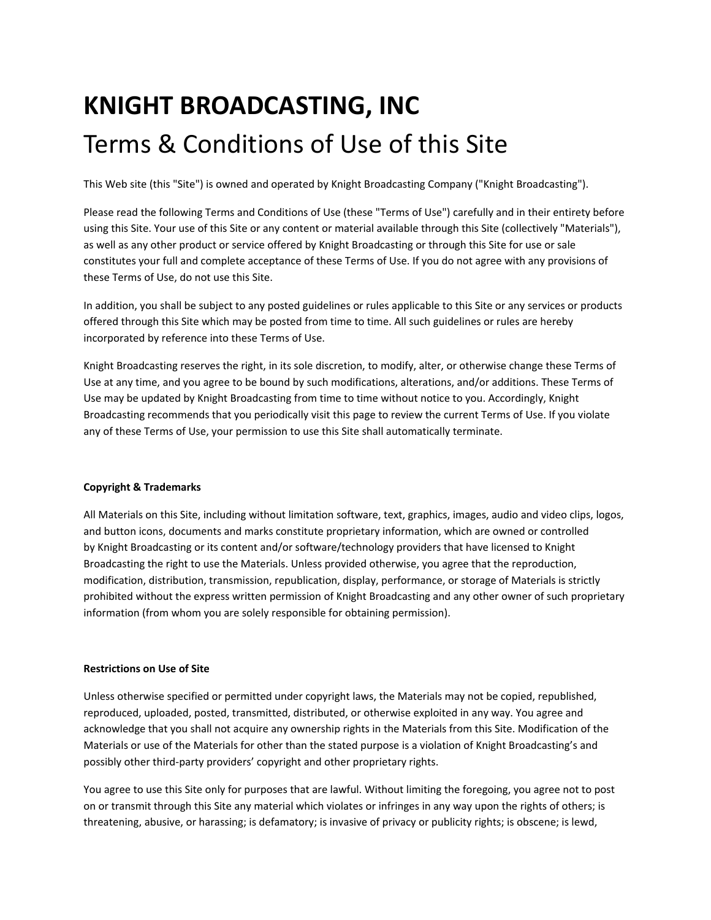# KNIGHT BROADCASTING, INC

## Terms & Conditions of Use of this Site

This Web site (this "Site") is owned and operated by Knight Broadcasting Company ("Knight Broadcasting").

Please read the following Terms and Conditions of Use (these "Terms of Use") carefully and in their entirety before using this Site. Your use of this Site or any content or material available through this Site (collectively "Materials"), as well as any other product or service offered by Knight Broadcasting or through this Site for use or sale constitutes your full and complete acceptance of these Terms of Use. If you do not agree with any provisions of these Terms of Use, do not use this Site.

In addition, you shall be subject to any posted guidelines or rules applicable to this Site or any services or products offered through this Site which may be posted from time to time. All such guidelines or rules are hereby incorporated by reference into these Terms of Use.

Knight Broadcasting reserves the right, in its sole discretion, to modify, alter, or otherwise change these Terms of Use at any time, and you agree to be bound by such modifications, alterations, and/or additions. These Terms of Use may be updated by Knight Broadcasting from time to time without notice to you. Accordingly, Knight Broadcasting recommends that you periodically visit this page to review the current Terms of Use. If you violate any of these Terms of Use, your permission to use this Site shall automatically terminate.

**Copyright & Trademarks**

All Materials on this Site, including without limitation software, text, graphics, images, audio and video clips, logos, and button icons, documents and marks constitute proprietary information, which are owned or controlled by Knight Broadcasting or its content and/or software/technology providers that have licensed to Knight Broadcasting the right to use the Materials. Unless provided otherwise, you agree that the reproduction, modification, distribution, transmission, republication, display, performance, or storage of Materials is strictly prohibited without the express written permission of Knight Broadcasting and any other owner of such proprietary information (from whom you are solely responsible for obtaining permission).

**Restrictions on Use of Site**

Unless otherwise specified or permitted under copyright laws, the Materials may not be copied, republished, reproduced, uploaded, posted, transmitted, distributed, or otherwise exploited in any way. You agree and acknowledge that you shall not acquire any ownership rights in the Materials from this Site. Modification of the Materials or use of the Materials for other than the stated purpose is a violation of Knight Broadcasting's and possibly other third-party providers' copyright and other proprietary rights.

You agree to use this Site only for purposes that are lawful. Without limiting the foregoing, you agree not to post on or transmit through this Site any material which violates or infringes in any way upon the rights of others; is threatening, abusive, or harassing; is defamatory; is invasive of privacy or publicity rights; is obscene; is lewd,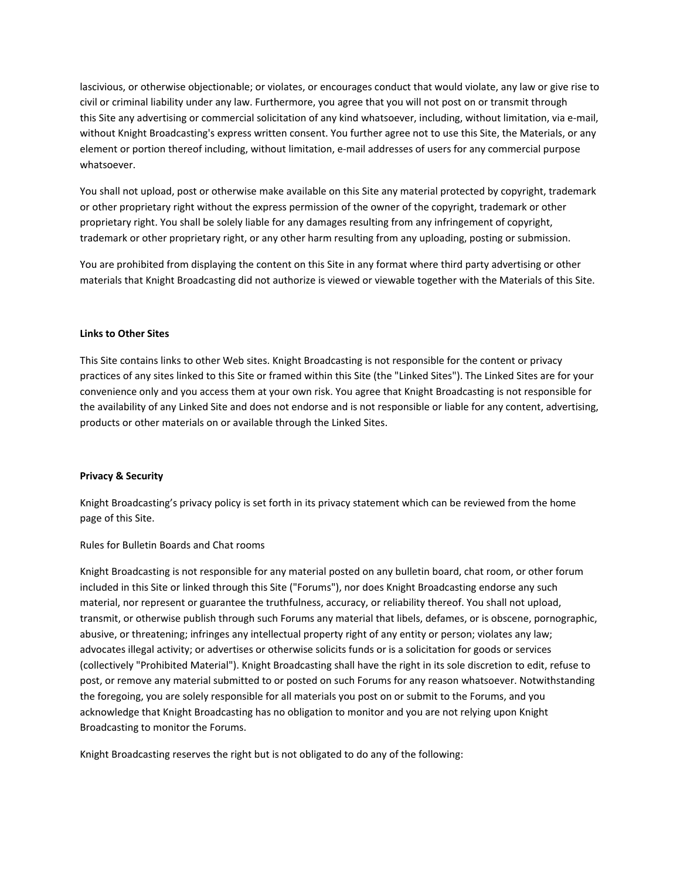lascivious, or otherwise objectionable; or violates, or encourages conduct that would violate, any law or give rise to civil or criminal liability under any law. Furthermore, you agree that you will not post on or transmit through this Site any advertising or commercial solicitation of any kind whatsoever, including, without limitation, via e-mail, without Knight Broadcasting's express written consent. You further agree not to use this Site, the Materials, or any element or portion thereof including, without limitation, e-mail addresses of users for any commercial purpose whatsoever.

You shall not upload, post or otherwise make available on this Site any material protected by copyright, trademark or other proprietary right without the express permission of the owner of the copyright, trademark or other proprietary right. You shall be solely liable for any damages resulting from any infringement of copyright, trademark or other proprietary right, or any other harm resulting from any uploading, posting or submission.

You are prohibited from displaying the content on this Site in any format where third party advertising or other materials that Knight Broadcasting did not authorize is viewed or viewable together with the Materials of this Site.

**Links to Other Sites**

This Site contains links to other Web sites. Knight Broadcasting is not responsible for the content or privacy practices of any sites linked to this Site or framed within this Site (the "Linked Sites"). The Linked Sites are for your convenience only and you access them at your own risk. You agree that Knight Broadcasting is not responsible for the availability of any Linked Site and does not endorse and is not responsible or liable for any content, advertising, products or other materials on or available through the Linked Sites.

**Privacy & Security**

Knight Broadcasting's privacy policy is set forth in its privacy statement which can be reviewed from the home page of this Site.

Rules for Bulletin Boards and Chat rooms

Knight Broadcasting is not responsible for any material posted on any bulletin board, chat room, or other forum included in this Site or linked through this Site ("Forums"), nor does Knight Broadcasting endorse any such material, nor represent or guarantee the truthfulness, accuracy, or reliability thereof. You shall not upload, transmit, or otherwise publish through such Forums any material that libels, defames, or is obscene, pornographic, abusive, or threatening; infringes any intellectual property right of any entity or person; violates any law; advocates illegal activity; or advertises or otherwise solicits funds or is a solicitation for goods or services (collectively "Prohibited Material"). Knight Broadcasting shall have the right in its sole discretion to edit, refuse to post, or remove any material submitted to or posted on such Forums for any reason whatsoever. Notwithstanding the foregoing, you are solely responsible for all materials you post on or submit to the Forums, and you acknowledge that Knight Broadcasting has no obligation to monitor and you are not relying upon Knight Broadcasting to monitor the Forums.

Knight Broadcasting reserves the right but is not obligated to do any of the following: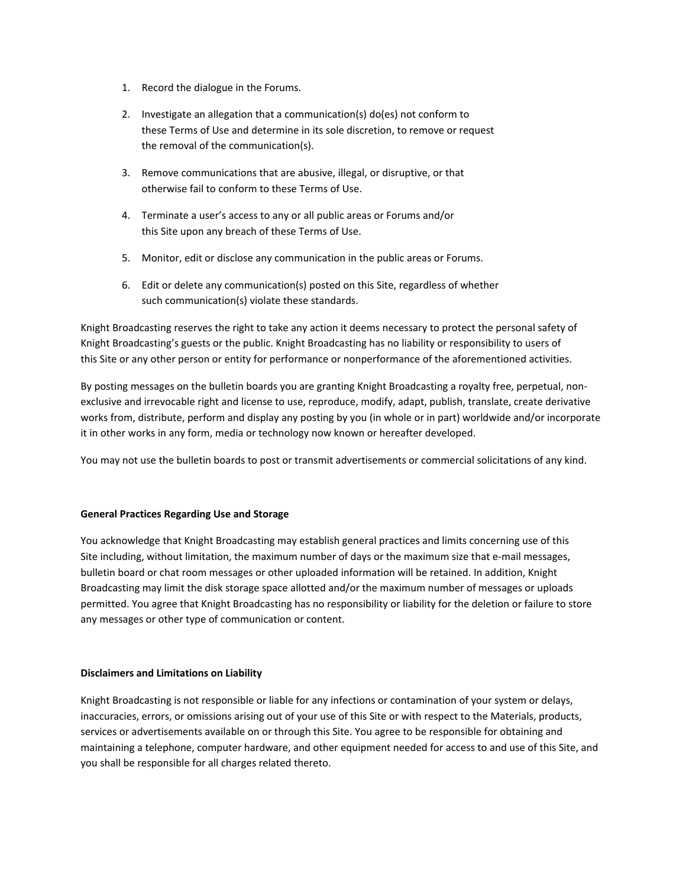1. Record the dialogue in the Forums.

2. Investigate an allegation that a communication(s) do(es) not conform to these Terms of Use and determine in its sole discretion, to remove or request the removal of the communication(s).

3. Remove communications that are abusive, illegal, or disruptive, or that otherwise fail to conform to these Terms of Use.

4. Terminate a user's access to any or all public areas or Forums and/or this Site upon any breach of these Terms of Use.

5. Monitor, edit or disclose any communication in the public areas or Forums.

6. Edit or delete any communication(s) posted on this Site, regardless of whether such communication(s) violate these standards.

Knight Broadcasting reserves the right to take any action it deems necessary to protect the personal safety of Knight Broadcasting's guests or the public. Knight Broadcasting has no liability or responsibility to users of this Site or any other person or entity for performance or nonperformance of the aforementioned activities.

By posting messages on the bulletin boards you are granting Knight Broadcasting a royalty free, perpetual, non-exclusive and irrevocable right and license to use, reproduce, modify, adapt, publish, translate, create derivative works from, distribute, perform and display any posting by you (in whole or in part) worldwide and/or incorporate it in other works in any form, media or technology now known or hereafter developed.

You may not use the bulletin boards to post or transmit advertisements or commercial solicitations of any kind.

**General Practices Regarding Use and Storage**

You acknowledge that Knight Broadcasting may establish general practices and limits concerning use of this Site including, without limitation, the maximum number of days or the maximum size that e-mail messages, bulletin board or chat room messages or other uploaded information will be retained. In addition, Knight Broadcasting may limit the disk storage space allotted and/or the maximum number of messages or uploads permitted. You agree that Knight Broadcasting has no responsibility or liability for the deletion or failure to store any messages or other type of communication or content.

**Disclaimers and Limitations on Liability**

Knight Broadcasting is not responsible or liable for any infections or contamination of your system or delays, inaccuracies, errors, or omissions arising out of your use of this Site or with respect to the Materials, products, services or advertisements available on or through this Site. You agree to be responsible for obtaining and maintaining a telephone, computer hardware, and other equipment needed for access to and use of this Site, and you shall be responsible for all charges related thereto.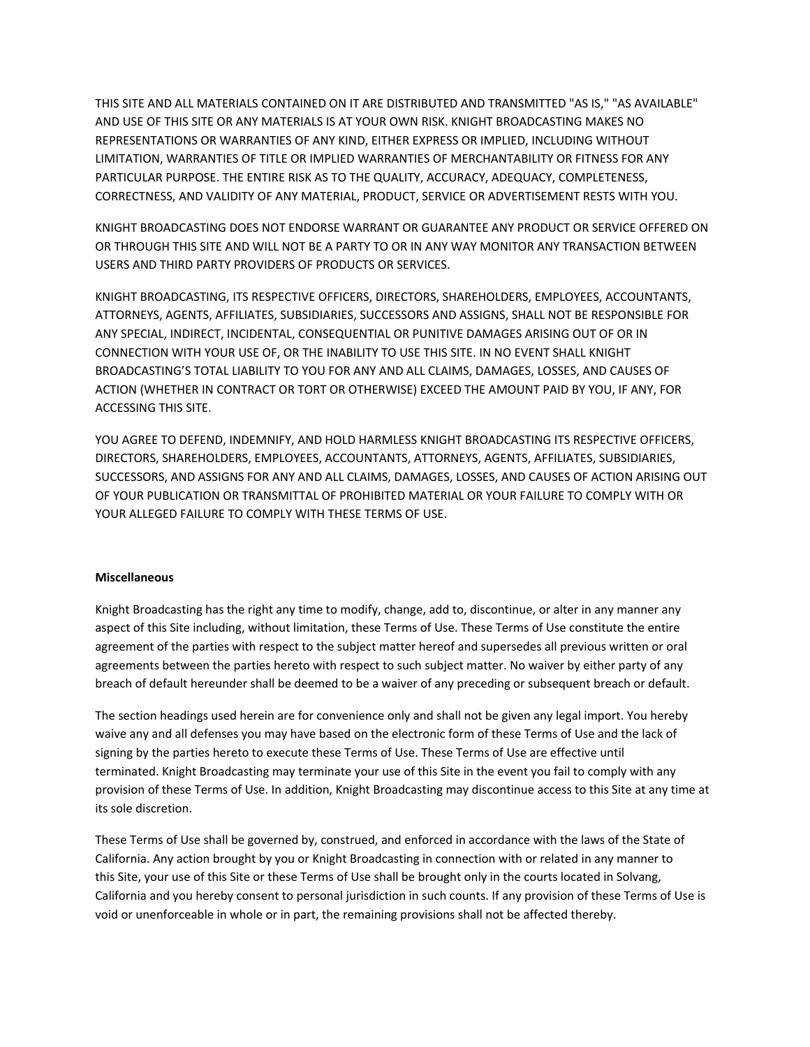THIS SITE AND ALL MATERIALS CONTAINED ON IT ARE DISTRIBUTED AND TRANSMITTED "AS IS," "AS AVAILABLE" AND USE OF THIS SITE OR ANY MATERIALS IS AT YOUR OWN RISK. KNIGHT BROADCASTING MAKES NO REPRESENTATIONS OR WARRANTIES OF ANY KIND, EITHER EXPRESS OR IMPLIED, INCLUDING WITHOUT LIMITATION, WARRANTIES OF TITLE OR IMPLIED WARRANTIES OF MERCHANTABILITY OR FITNESS FOR ANY PARTICULAR PURPOSE. THE ENTIRE RISK AS TO THE QUALITY, ACCURACY, ADEQUACY, COMPLETENESS, CORRECTNESS, AND VALIDITY OF ANY MATERIAL, PRODUCT, SERVICE OR ADVERTISEMENT RESTS WITH YOU.

KNIGHT BROADCASTING DOES NOT ENDORSE WARRANT OR GUARANTEE ANY PRODUCT OR SERVICE OFFERED ON OR THROUGH THIS SITE AND WILL NOT BE A PARTY TO OR IN ANY WAY MONITOR ANY TRANSACTION BETWEEN USERS AND THIRD PARTY PROVIDERS OF PRODUCTS OR SERVICES.

KNIGHT BROADCASTING, ITS RESPECTIVE OFFICERS, DIRECTORS, SHAREHOLDERS, EMPLOYEES, ACCOUNTANTS, ATTORNEYS, AGENTS, AFFILIATES, SUBSIDIARIES, SUCCESSORS AND ASSIGNS, SHALL NOT BE RESPONSIBLE FOR ANY SPECIAL, INDIRECT, INCIDENTAL, CONSEQUENTIAL OR PUNITIVE DAMAGES ARISING OUT OF OR IN CONNECTION WITH YOUR USE OF, OR THE INABILITY TO USE THIS SITE. IN NO EVENT SHALL KNIGHT BROADCASTING'S TOTAL LIABILITY TO YOU FOR ANY AND ALL CLAIMS, DAMAGES, LOSSES, AND CAUSES OF ACTION (WHETHER IN CONTRACT OR TORT OR OTHERWISE) EXCEED THE AMOUNT PAID BY YOU, IF ANY, FOR ACCESSING THIS SITE.

YOU AGREE TO DEFEND, INDEMNIFY, AND HOLD HARMLESS KNIGHT BROADCASTING ITS RESPECTIVE OFFICERS, DIRECTORS, SHAREHOLDERS, EMPLOYEES, ACCOUNTANTS, ATTORNEYS, AGENTS, AFFILIATES, SUBSIDIARIES, SUCCESSORS, AND ASSIGNS FOR ANY AND ALL CLAIMS, DAMAGES, LOSSES, AND CAUSES OF ACTION ARISING OUT OF YOUR PUBLICATION OR TRANSMITTAL OF PROHIBITED MATERIAL OR YOUR FAILURE TO COMPLY WITH OR YOUR ALLEGED FAILURE TO COMPLY WITH THESE TERMS OF USE.

**Miscellaneous**

Knight Broadcasting has the right any time to modify, change, add to, discontinue, or alter in any manner any aspect of this Site including, without limitation, these Terms of Use. These Terms of Use constitute the entire agreement of the parties with respect to the subject matter hereof and supersedes all previous written or oral agreements between the parties hereto with respect to such subject matter. No waiver by either party of any breach of default hereunder shall be deemed to be a waiver of any preceding or subsequent breach or default.

The section headings used herein are for convenience only and shall not be given any legal import. You hereby waive any and all defenses you may have based on the electronic form of these Terms of Use and the lack of signing by the parties hereto to execute these Terms of Use. These Terms of Use are effective until terminated. Knight Broadcasting may terminate your use of this Site in the event you fail to comply with any provision of these Terms of Use. In addition, Knight Broadcasting may discontinue access to this Site at any time at its sole discretion.

These Terms of Use shall be governed by, construed, and enforced in accordance with the laws of the State of California. Any action brought by you or Knight Broadcasting in connection with or related in any manner to this Site, your use of this Site or these Terms of Use shall be brought only in the courts located in Solvang, California and you hereby consent to personal jurisdiction in such counts. If any provision of these Terms of Use is void or unenforceable in whole or in part, the remaining provisions shall not be affected thereby.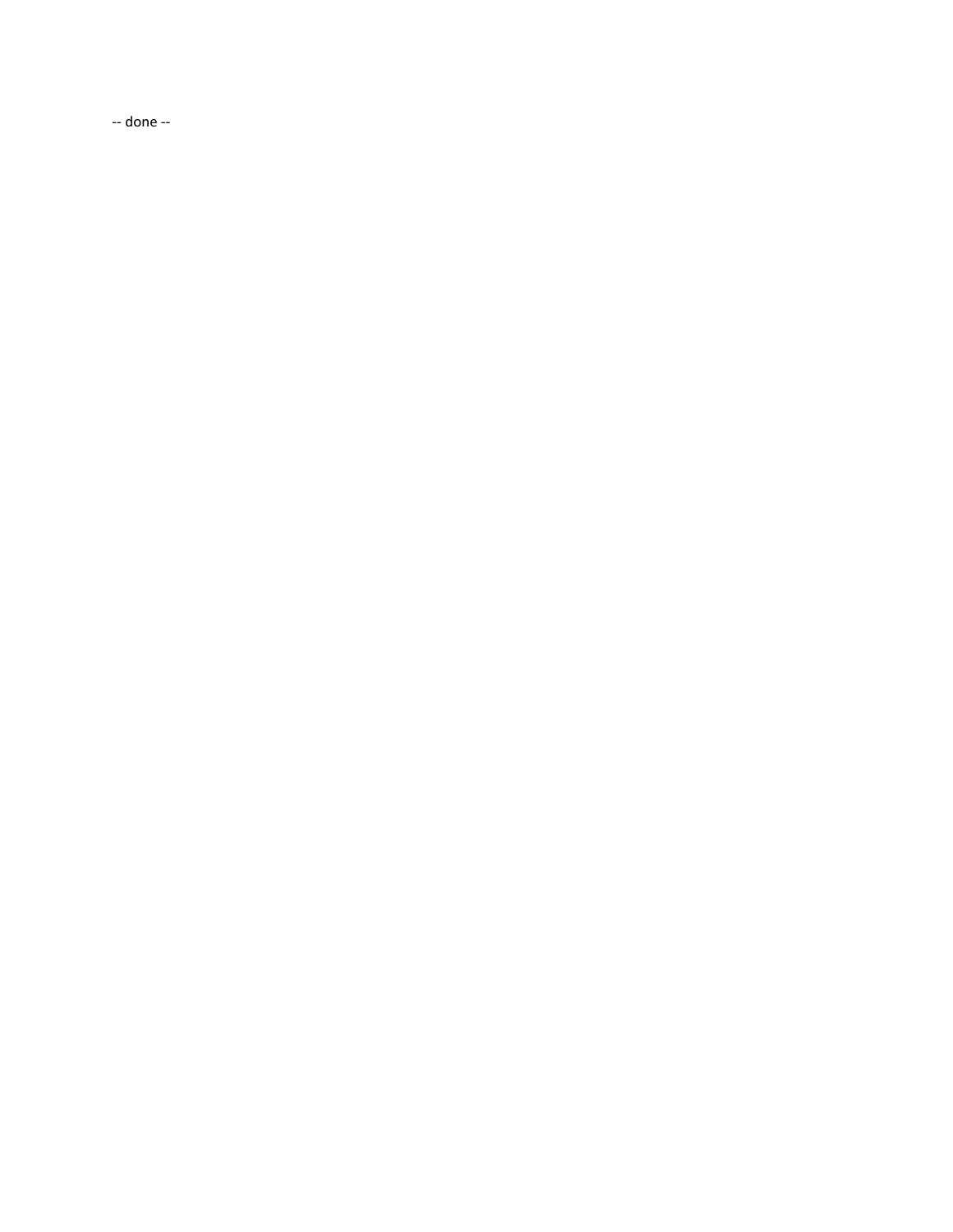-- done --